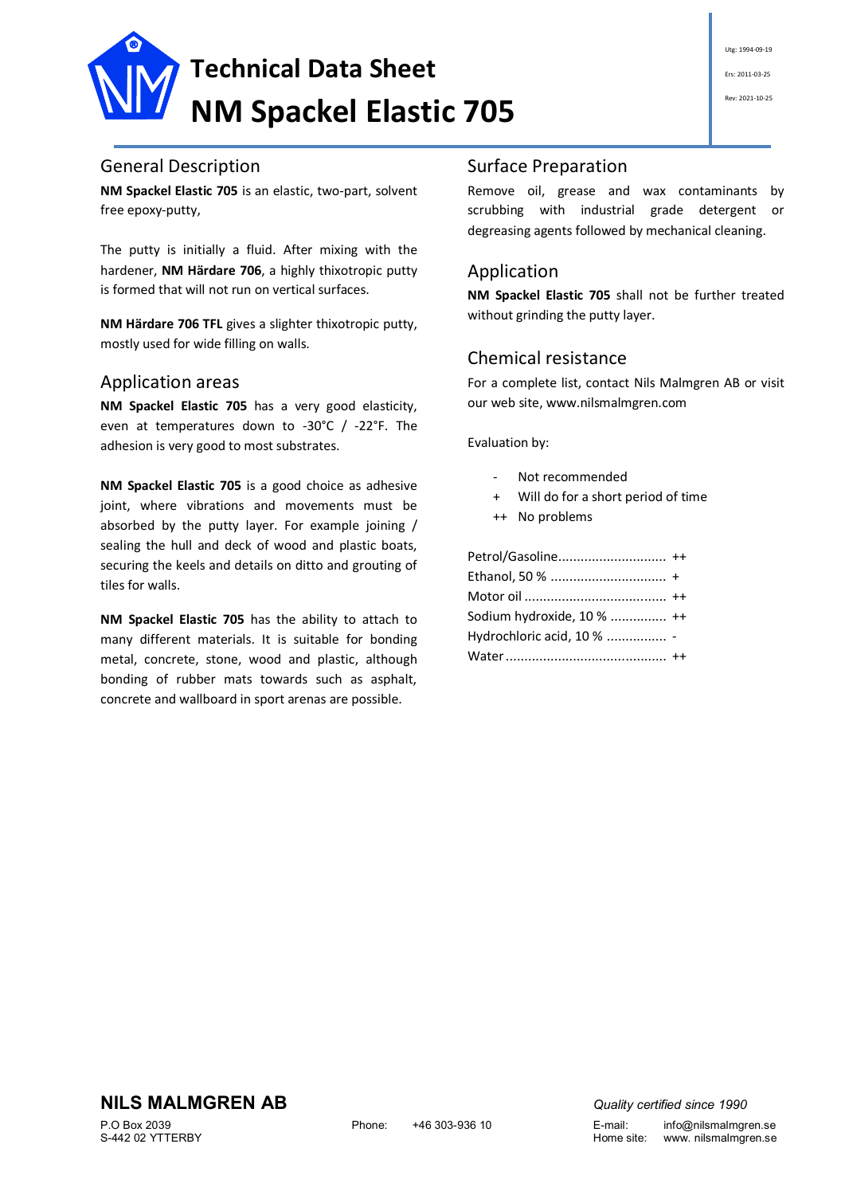# Technical Data Sheet
# NM Spackel Elastic 705

Utg: 1994-09-19

Ers: 2011-03-25

Rev: 2021-10-25

## General Description

**NM Spackel Elastic 705** is an elastic, two-part, solvent free epoxy-putty,

The putty is initially a fluid. After mixing with the hardener, **NM Härdare 706**, a highly thixotropic putty is formed that will not run on vertical surfaces.

**NM Härdare 706 TFL** gives a slighter thixotropic putty, mostly used for wide filling on walls.

## Application areas

**NM Spackel Elastic 705** has a very good elasticity, even at temperatures down to -30°C / -22°F. The adhesion is very good to most substrates.

**NM Spackel Elastic 705** is a good choice as adhesive joint, where vibrations and movements must be absorbed by the putty layer. For example joining / sealing the hull and deck of wood and plastic boats, securing the keels and details on ditto and grouting of tiles for walls.

**NM Spackel Elastic 705** has the ability to attach to many different materials. It is suitable for bonding metal, concrete, stone, wood and plastic, although bonding of rubber mats towards such as asphalt, concrete and wallboard in sport arenas are possible.

## Surface Preparation

Remove oil, grease and wax contaminants by scrubbing with industrial grade detergent or degreasing agents followed by mechanical cleaning.

## Application

**NM Spackel Elastic 705** shall not be further treated without grinding the putty layer.

## Chemical resistance

For a complete list, contact Nils Malmgren AB or visit our web site, www.nilsmalmgren.com

Evaluation by:

- \- Not recommended
- \+ Will do for a short period of time
- ++ No problems

Petrol/Gasoline............................ ++
Ethanol, 50 % .............................. +
Motor oil ..................................... ++
Sodium hydroxide, 10 % .............. ++
Hydrochloric acid, 10 % ................ -
Water .......................................... ++

**NILS MALMGREN AB**

P.O Box 2039
S-442 02 YTTERBY

Phone: +46 303-936 10

*Quality certified since 1990*

E-mail: info@nilsmalmgren.se
Home site: www. nilsmalmgren.se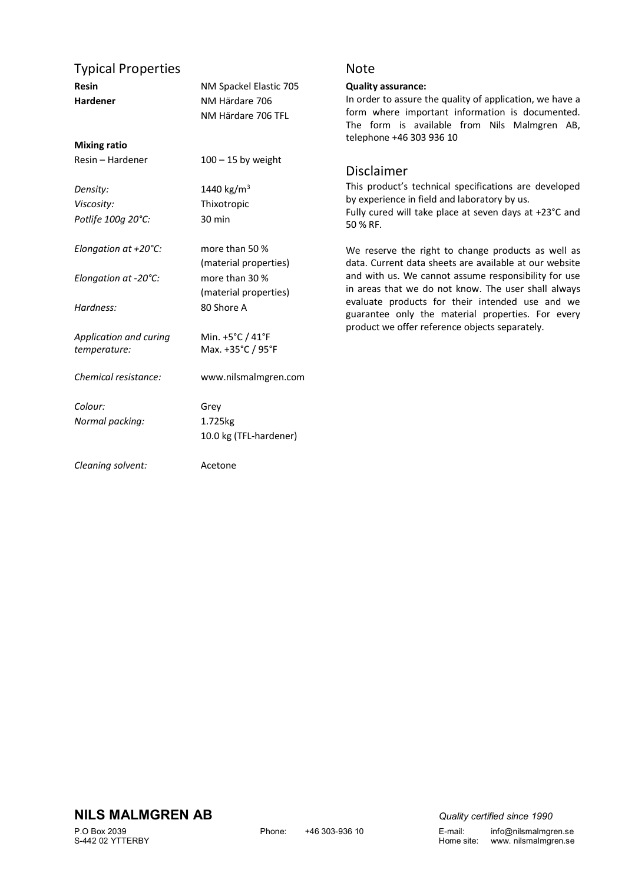## Typical Properties

| | |
|---|---|
| **Resin** | NM Spackel Elastic 705 |
| **Hardener** | NM Härdare 706<br>NM Härdare 706 TFL |
| **Mixing ratio** | |
| Resin – Hardener | 100 – 15 by weight |
| *Density:* | 1440 kg/m$^3$ |
| *Viscosity:* | Thixotropic |
| *Potlife 100g 20°C:* | 30 min |
| *Elongation at +20°C:* | more than 50 %<br>(material properties) |
| *Elongation at -20°C:* | more than 30 %<br>(material properties) |
| *Hardness:* | 80 Shore A |
| *Application and curing temperature:* | Min. +5°C / 41°F<br>Max. +35°C / 95°F |
| *Chemical resistance:* | www.nilsmalmgren.com |
| *Colour:* | Grey |
| *Normal packing:* | 1.725kg<br>10.0 kg (TFL-hardener) |
| *Cleaning solvent:* | Acetone |

## Note

**Quality assurance:**

In order to assure the quality of application, we have a form where important information is documented. The form is available from Nils Malmgren AB, telephone +46 303 936 10

## Disclaimer

This product's technical specifications are developed by experience in field and laboratory by us.
Fully cured will take place at seven days at +23°C and 50 % RF.

We reserve the right to change products as well as data. Current data sheets are available at our website and with us. We cannot assume responsibility for use in areas that we do not know. The user shall always evaluate products for their intended use and we guarantee only the material properties. For every product we offer reference objects separately.

**NILS MALMGREN AB**

*Quality certified since 1990*

P.O Box 2039
S-442 02 YTTERBY

Phone: +46 303-936 10

E-mail: info@nilsmalmgren.se
Home site: www. nilsmalmgren.se